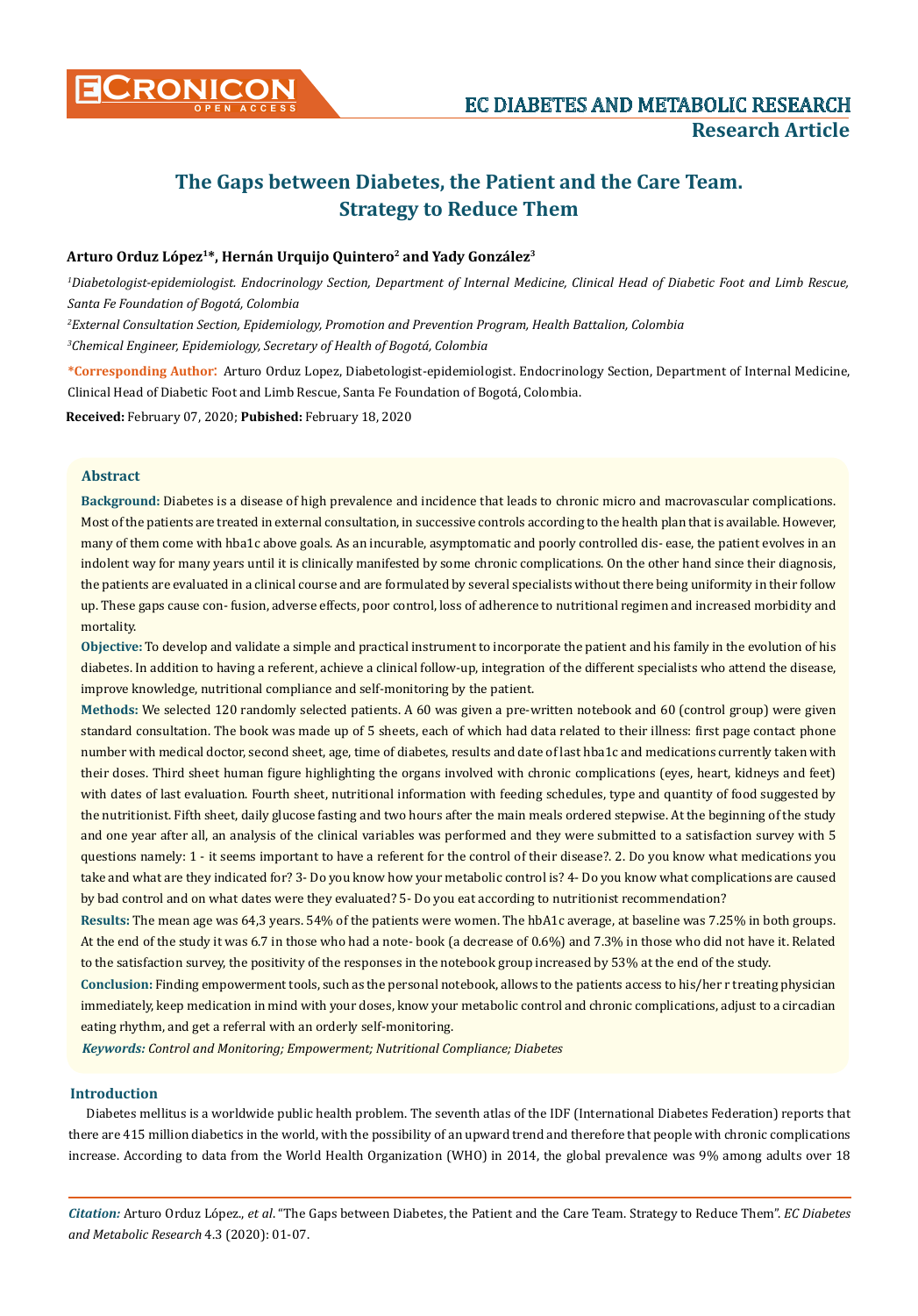# The Gaps between Diabetes, the Patient and the Care Team. Strategy to Reduce Them

**Arturo Orduz López[1]*, Hernán Urquijo Quintero[2] and Yady González[3]**

*[1]Diabetologist-epidemiologist. Endocrinology Section, Department of Internal Medicine, Clinical Head of Diabetic Foot and Limb Rescue, Santa Fe Foundation of Bogotá, Colombia*

*[2]External Consultation Section, Epidemiology, Promotion and Prevention Program, Health Battalion, Colombia*

*[3]Chemical Engineer, Epidemiology, Secretary of Health of Bogotá, Colombia*

**\*Corresponding Author:** Arturo Orduz Lopez, Diabetologist-epidemiologist. Endocrinology Section, Department of Internal Medicine, Clinical Head of Diabetic Foot and Limb Rescue, Santa Fe Foundation of Bogotá, Colombia.

**Received:** February 07, 2020; **Pubished:** February 18, 2020

## Abstract

**Background:** Diabetes is a disease of high prevalence and incidence that leads to chronic micro and macrovascular complications. Most of the patients are treated in external consultation, in successive controls according to the health plan that is available. However, many of them come with hba1c above goals. As an incurable, asymptomatic and poorly controlled dis- ease, the patient evolves in an indolent way for many years until it is clinically manifested by some chronic complications. On the other hand since their diagnosis, the patients are evaluated in a clinical course and are formulated by several specialists without there being uniformity in their follow up. These gaps cause con- fusion, adverse effects, poor control, loss of adherence to nutritional regimen and increased morbidity and mortality.

**Objective:** To develop and validate a simple and practical instrument to incorporate the patient and his family in the evolution of his diabetes. In addition to having a referent, achieve a clinical follow-up, integration of the different specialists who attend the disease, improve knowledge, nutritional compliance and self-monitoring by the patient.

**Methods:** We selected 120 randomly selected patients. A 60 was given a pre-written notebook and 60 (control group) were given standard consultation. The book was made up of 5 sheets, each of which had data related to their illness: first page contact phone number with medical doctor, second sheet, age, time of diabetes, results and date of last hba1c and medications currently taken with their doses. Third sheet human figure highlighting the organs involved with chronic complications (eyes, heart, kidneys and feet) with dates of last evaluation. Fourth sheet, nutritional information with feeding schedules, type and quantity of food suggested by the nutritionist. Fifth sheet, daily glucose fasting and two hours after the main meals ordered stepwise. At the beginning of the study and one year after all, an analysis of the clinical variables was performed and they were submitted to a satisfaction survey with 5 questions namely: 1 - it seems important to have a referent for the control of their disease?. 2. Do you know what medications you take and what are they indicated for? 3- Do you know how your metabolic control is? 4- Do you know what complications are caused by bad control and on what dates were they evaluated? 5- Do you eat according to nutritionist recommendation?

**Results:** The mean age was 64,3 years. 54% of the patients were women. The hbA1c average, at baseline was 7.25% in both groups. At the end of the study it was 6.7 in those who had a note- book (a decrease of 0.6%) and 7.3% in those who did not have it. Related to the satisfaction survey, the positivity of the responses in the notebook group increased by 53% at the end of the study.

**Conclusion:** Finding empowerment tools, such as the personal notebook, allows to the patients access to his/her r treating physician immediately, keep medication in mind with your doses, know your metabolic control and chronic complications, adjust to a circadian eating rhythm, and get a referral with an orderly self-monitoring.

***Keywords:** Control and Monitoring; Empowerment; Nutritional Compliance; Diabetes*

## Introduction

Diabetes mellitus is a worldwide public health problem. The seventh atlas of the IDF (International Diabetes Federation) reports that there are 415 million diabetics in the world, with the possibility of an upward trend and therefore that people with chronic complications increase. According to data from the World Health Organization (WHO) in 2014, the global prevalence was 9% among adults over 18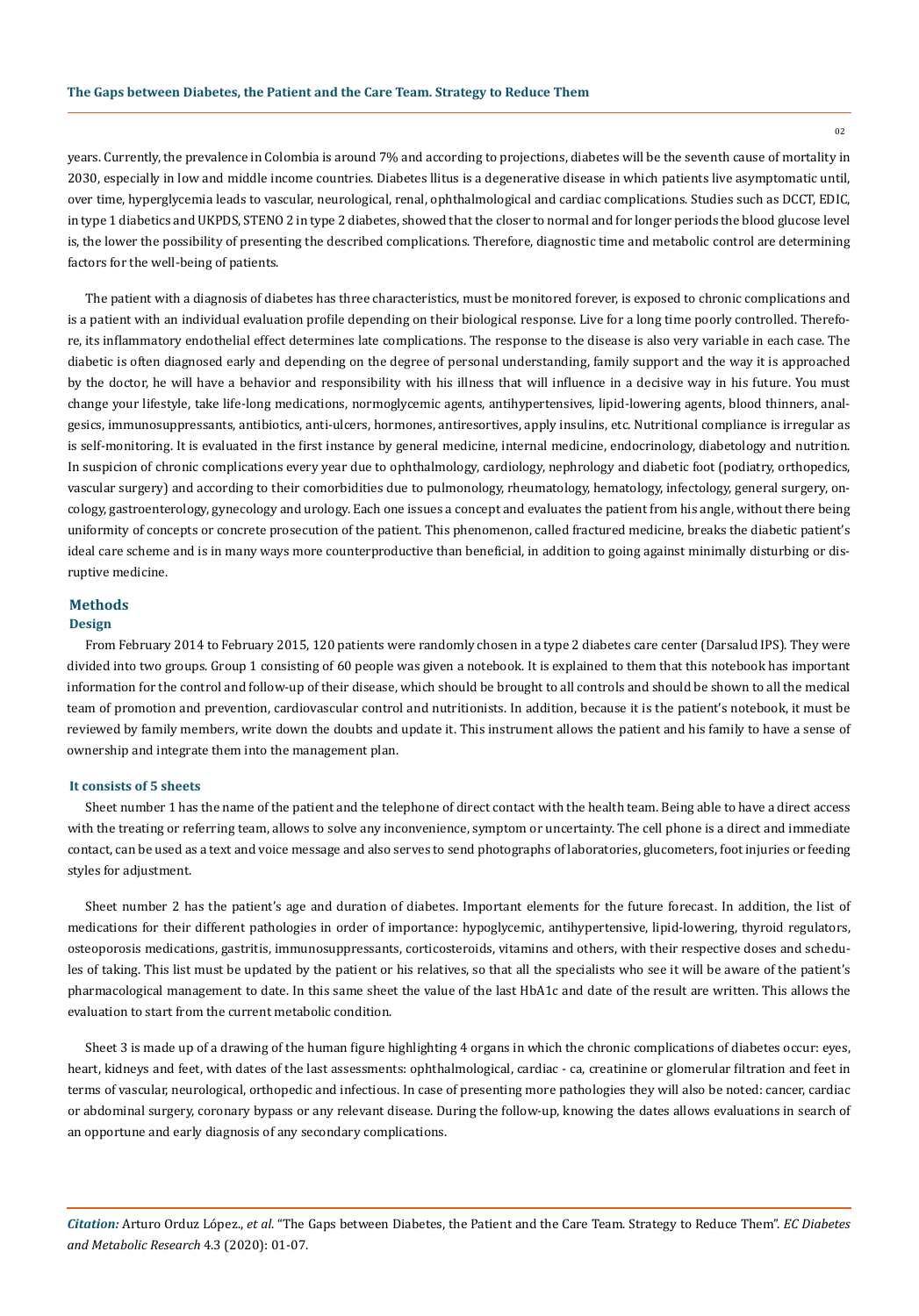years. Currently, the prevalence in Colombia is around 7% and according to projections, diabetes will be the seventh cause of mortality in 2030, especially in low and middle income countries. Diabetes llitus is a degenerative disease in which patients live asymptomatic until, over time, hyperglycemia leads to vascular, neurological, renal, ophthalmological and cardiac complications. Studies such as DCCT, EDIC, in type 1 diabetics and UKPDS, STENO 2 in type 2 diabetes, showed that the closer to normal and for longer periods the blood glucose level is, the lower the possibility of presenting the described complications. Therefore, diagnostic time and metabolic control are determining factors for the well-being of patients.

The patient with a diagnosis of diabetes has three characteristics, must be monitored forever, is exposed to chronic complications and is a patient with an individual evaluation profile depending on their biological response. Live for a long time poorly controlled. Therefore, its inflammatory endothelial effect determines late complications. The response to the disease is also very variable in each case. The diabetic is often diagnosed early and depending on the degree of personal understanding, family support and the way it is approached by the doctor, he will have a behavior and responsibility with his illness that will influence in a decisive way in his future. You must change your lifestyle, take life-long medications, normoglycemic agents, antihypertensives, lipid-lowering agents, blood thinners, analgesics, immunosuppressants, antibiotics, anti-ulcers, hormones, antiresortives, apply insulins, etc. Nutritional compliance is irregular as is self-monitoring. It is evaluated in the first instance by general medicine, internal medicine, endocrinology, diabetology and nutrition. In suspicion of chronic complications every year due to ophthalmology, cardiology, nephrology and diabetic foot (podiatry, orthopedics, vascular surgery) and according to their comorbidities due to pulmonology, rheumatology, hematology, infectology, general surgery, oncology, gastroenterology, gynecology and urology. Each one issues a concept and evaluates the patient from his angle, without there being uniformity of concepts or concrete prosecution of the patient. This phenomenon, called fractured medicine, breaks the diabetic patient's ideal care scheme and is in many ways more counterproductive than beneficial, in addition to going against minimally disturbing or disruptive medicine.

## Methods

### Design

From February 2014 to February 2015, 120 patients were randomly chosen in a type 2 diabetes care center (Darsalud IPS). They were divided into two groups. Group 1 consisting of 60 people was given a notebook. It is explained to them that this notebook has important information for the control and follow-up of their disease, which should be brought to all controls and should be shown to all the medical team of promotion and prevention, cardiovascular control and nutritionists. In addition, because it is the patient's notebook, it must be reviewed by family members, write down the doubts and update it. This instrument allows the patient and his family to have a sense of ownership and integrate them into the management plan.

### It consists of 5 sheets

Sheet number 1 has the name of the patient and the telephone of direct contact with the health team. Being able to have a direct access with the treating or referring team, allows to solve any inconvenience, symptom or uncertainty. The cell phone is a direct and immediate contact, can be used as a text and voice message and also serves to send photographs of laboratories, glucometers, foot injuries or feeding styles for adjustment.

Sheet number 2 has the patient's age and duration of diabetes. Important elements for the future forecast. In addition, the list of medications for their different pathologies in order of importance: hypoglycemic, antihypertensive, lipid-lowering, thyroid regulators, osteoporosis medications, gastritis, immunosuppressants, corticosteroids, vitamins and others, with their respective doses and schedules of taking. This list must be updated by the patient or his relatives, so that all the specialists who see it will be aware of the patient's pharmacological management to date. In this same sheet the value of the last HbA1c and date of the result are written. This allows the evaluation to start from the current metabolic condition.

Sheet 3 is made up of a drawing of the human figure highlighting 4 organs in which the chronic complications of diabetes occur: eyes, heart, kidneys and feet, with dates of the last assessments: ophthalmological, cardiac - ca, creatinine or glomerular filtration and feet in terms of vascular, neurological, orthopedic and infectious. In case of presenting more pathologies they will also be noted: cancer, cardiac or abdominal surgery, coronary bypass or any relevant disease. During the follow-up, knowing the dates allows evaluations in search of an opportune and early diagnosis of any secondary complications.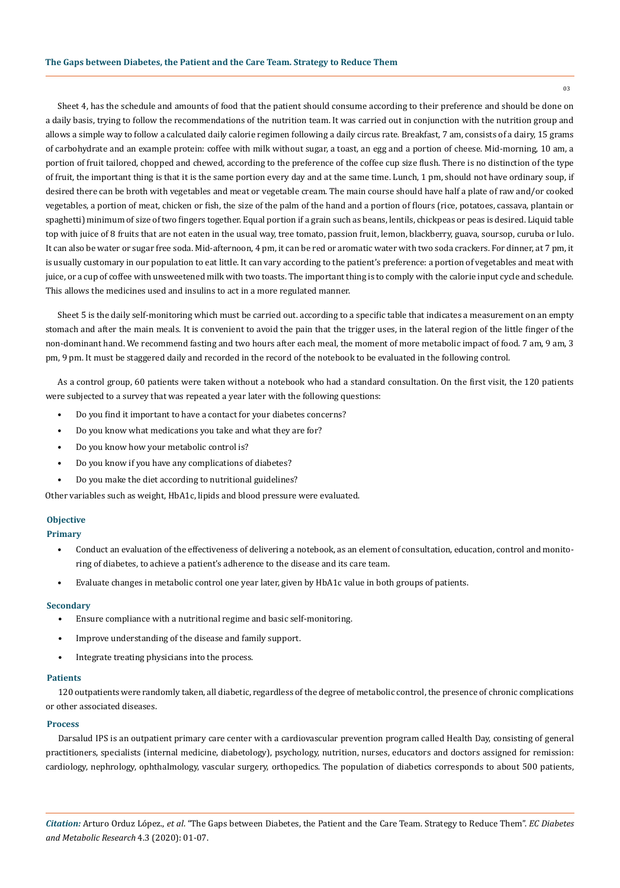Sheet 4, has the schedule and amounts of food that the patient should consume according to their preference and should be done on a daily basis, trying to follow the recommendations of the nutrition team. It was carried out in conjunction with the nutrition group and allows a simple way to follow a calculated daily calorie regimen following a daily circus rate. Breakfast, 7 am, consists of a dairy, 15 grams of carbohydrate and an example protein: coffee with milk without sugar, a toast, an egg and a portion of cheese. Mid-morning, 10 am, a portion of fruit tailored, chopped and chewed, according to the preference of the coffee cup size flush. There is no distinction of the type of fruit, the important thing is that it is the same portion every day and at the same time. Lunch, 1 pm, should not have ordinary soup, if desired there can be broth with vegetables and meat or vegetable cream. The main course should have half a plate of raw and/or cooked vegetables, a portion of meat, chicken or fish, the size of the palm of the hand and a portion of flours (rice, potatoes, cassava, plantain or spaghetti) minimum of size of two fingers together. Equal portion if a grain such as beans, lentils, chickpeas or peas is desired. Liquid table top with juice of 8 fruits that are not eaten in the usual way, tree tomato, passion fruit, lemon, blackberry, guava, soursop, curuba or lulo. It can also be water or sugar free soda. Mid-afternoon, 4 pm, it can be red or aromatic water with two soda crackers. For dinner, at 7 pm, it is usually customary in our population to eat little. It can vary according to the patient's preference: a portion of vegetables and meat with juice, or a cup of coffee with unsweetened milk with two toasts. The important thing is to comply with the calorie input cycle and schedule. This allows the medicines used and insulins to act in a more regulated manner.

Sheet 5 is the daily self-monitoring which must be carried out. according to a specific table that indicates a measurement on an empty stomach and after the main meals. It is convenient to avoid the pain that the trigger uses, in the lateral region of the little finger of the non-dominant hand. We recommend fasting and two hours after each meal, the moment of more metabolic impact of food. 7 am, 9 am, 3 pm, 9 pm. It must be staggered daily and recorded in the record of the notebook to be evaluated in the following control.

As a control group, 60 patients were taken without a notebook who had a standard consultation. On the first visit, the 120 patients were subjected to a survey that was repeated a year later with the following questions:

- Do you find it important to have a contact for your diabetes concerns?
- Do you know what medications you take and what they are for?
- Do you know how your metabolic control is?
- Do you know if you have any complications of diabetes?
- Do you make the diet according to nutritional guidelines?

Other variables such as weight, HbA1c, lipids and blood pressure were evaluated.

## Objective

### Primary

- Conduct an evaluation of the effectiveness of delivering a notebook, as an element of consultation, education, control and monitoring of diabetes, to achieve a patient's adherence to the disease and its care team.
- Evaluate changes in metabolic control one year later, given by HbA1c value in both groups of patients.

### Secondary

- Ensure compliance with a nutritional regime and basic self-monitoring.
- Improve understanding of the disease and family support.
- Integrate treating physicians into the process.

## Patients

120 outpatients were randomly taken, all diabetic, regardless of the degree of metabolic control, the presence of chronic complications or other associated diseases.

## Process

Darsalud IPS is an outpatient primary care center with a cardiovascular prevention program called Health Day, consisting of general practitioners, specialists (internal medicine, diabetology), psychology, nutrition, nurses, educators and doctors assigned for remission: cardiology, nephrology, ophthalmology, vascular surgery, orthopedics. The population of diabetics corresponds to about 500 patients,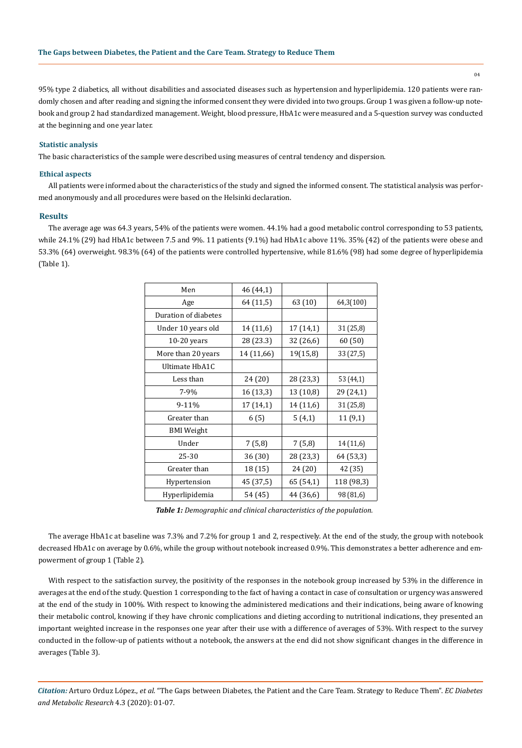95% type 2 diabetics, all without disabilities and associated diseases such as hypertension and hyperlipidemia. 120 patients were randomly chosen and after reading and signing the informed consent they were divided into two groups. Group 1 was given a follow-up notebook and group 2 had standardized management. Weight, blood pressure, HbA1c were measured and a 5-question survey was conducted at the beginning and one year later.

### Statistic analysis

The basic characteristics of the sample were described using measures of central tendency and dispersion.

### Ethical aspects

All patients were informed about the characteristics of the study and signed the informed consent. The statistical analysis was performed anonymously and all procedures were based on the Helsinki declaration.

## Results

The average age was 64.3 years, 54% of the patients were women. 44.1% had a good metabolic control corresponding to 53 patients, while 24.1% (29) had HbA1c between 7.5 and 9%. 11 patients (9.1%) had HbA1c above 11%. 35% (42) of the patients were obese and 53.3% (64) overweight. 98.3% (64) of the patients were controlled hypertensive, while 81.6% (98) had some degree of hyperlipidemia (Table 1).

| Men | 46 (44,1) | | |
|---|---|---|---|
| Age | 64 (11,5) | 63 (10) | 64,3(100) |
| Duration of diabetes | | | |
| Under 10 years old | 14 (11,6) | 17 (14,1) | 31 (25,8) |
| 10-20 years | 28 (23.3) | 32 (26,6) | 60 (50) |
| More than 20 years | 14 (11,66) | 19(15,8) | 33 (27,5) |
| Ultimate HbA1C | | | |
| Less than | 24 (20) | 28 (23,3) | 53 (44,1) |
| 7-9% | 16 (13,3) | 13 (10,8) | 29 (24,1) |
| 9-11% | 17 (14,1) | 14 (11,6) | 31 (25,8) |
| Greater than | 6 (5) | 5 (4,1) | 11 (9,1) |
| BMI Weight | | | |
| Under | 7 (5,8) | 7 (5,8) | 14 (11,6) |
| 25-30 | 36 (30) | 28 (23,3) | 64 (53,3) |
| Greater than | 18 (15) | 24 (20) | 42 (35) |
| Hypertension | 45 (37,5) | 65 (54,1) | 118 (98,3) |
| Hyperlipidemia | 54 (45) | 44 (36,6) | 98 (81,6) |

***Table 1:*** *Demographic and clinical characteristics of the population.*

The average HbA1c at baseline was 7.3% and 7.2% for group 1 and 2, respectively. At the end of the study, the group with notebook decreased HbA1c on average by 0.6%, while the group without notebook increased 0.9%. This demonstrates a better adherence and empowerment of group 1 (Table 2).

With respect to the satisfaction survey, the positivity of the responses in the notebook group increased by 53% in the difference in averages at the end of the study. Question 1 corresponding to the fact of having a contact in case of consultation or urgency was answered at the end of the study in 100%. With respect to knowing the administered medications and their indications, being aware of knowing their metabolic control, knowing if they have chronic complications and dieting according to nutritional indications, they presented an important weighted increase in the responses one year after their use with a difference of averages of 53%. With respect to the survey conducted in the follow-up of patients without a notebook, the answers at the end did not show significant changes in the difference in averages (Table 3).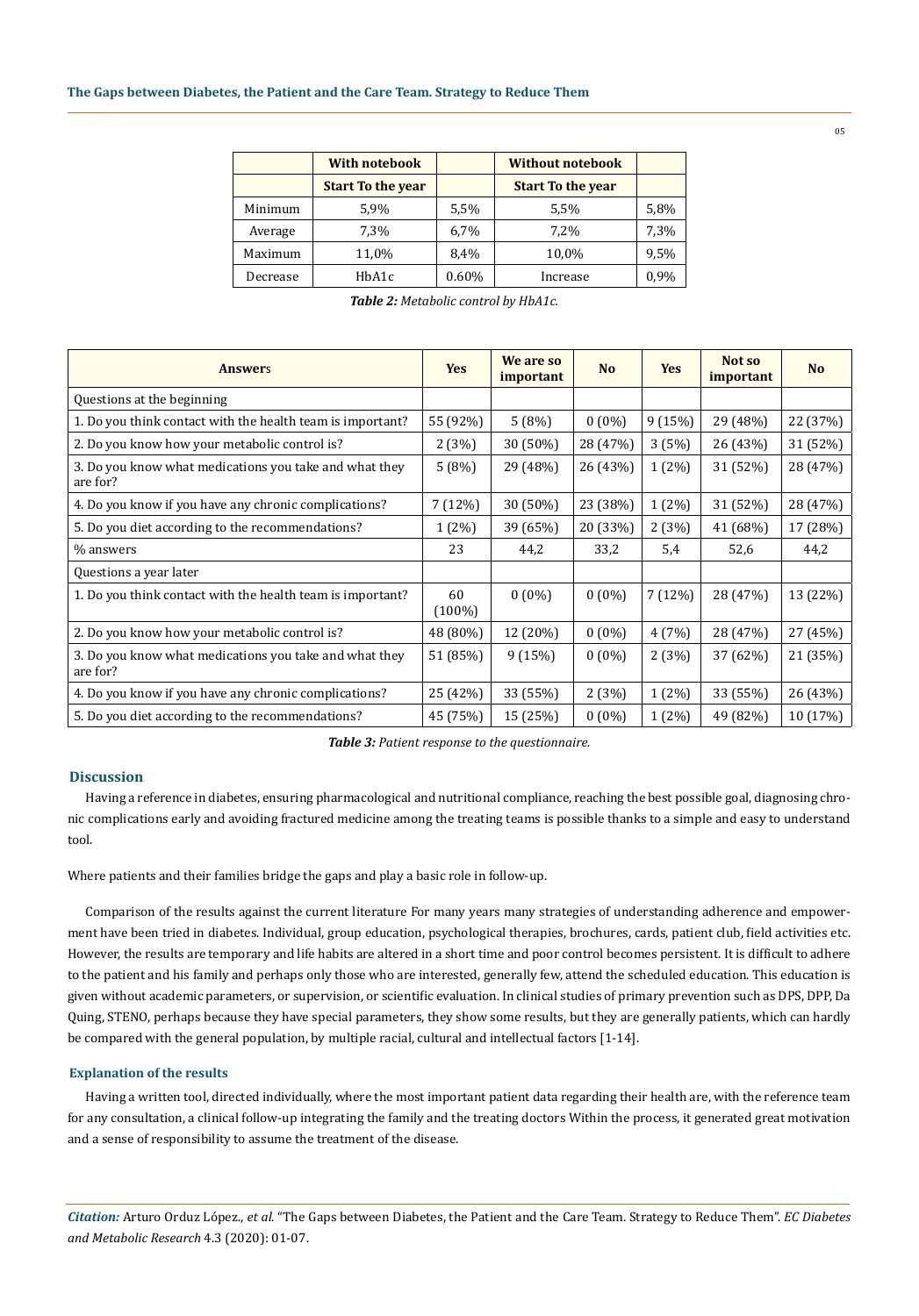|  | With notebook |  | Without notebook |  |
|---|---|---|---|---|
|  | Start To the year |  | Start To the year |  |
| Minimum | 5,9% | 5,5% | 5,5% | 5,8% |
| Average | 7,3% | 6,7% | 7,2% | 7,3% |
| Maximum | 11,0% | 8,4% | 10,0% | 9,5% |
| Decrease | HbA1c | 0.60% | Increase | 0,9% |

***Table 2:*** *Metabolic control by HbA1c.*

| **Answers** | **Yes** | **We are so important** | **No** | **Yes** | **Not so important** | **No** |
|---|---|---|---|---|---|---|
| Questions at the beginning |  |  |  |  |  |  |
| 1. Do you think contact with the health team is important? | 55 (92%) | 5 (8%) | 0 (0%) | 9 (15%) | 29 (48%) | 22 (37%) |
| 2. Do you know how your metabolic control is? | 2 (3%) | 30 (50%) | 28 (47%) | 3 (5%) | 26 (43%) | 31 (52%) |
| 3. Do you know what medications you take and what they are for? | 5 (8%) | 29 (48%) | 26 (43%) | 1 (2%) | 31 (52%) | 28 (47%) |
| 4. Do you know if you have any chronic complications? | 7 (12%) | 30 (50%) | 23 (38%) | 1 (2%) | 31 (52%) | 28 (47%) |
| 5. Do you diet according to the recommendations? | 1 (2%) | 39 (65%) | 20 (33%) | 2 (3%) | 41 (68%) | 17 (28%) |
| % answers | 23 | 44,2 | 33,2 | 5,4 | 52,6 | 44,2 |
| Questions a year later |  |  |  |  |  |  |
| 1. Do you think contact with the health team is important? | 60 (100%) | 0 (0%) | 0 (0%) | 7 (12%) | 28 (47%) | 13 (22%) |
| 2. Do you know how your metabolic control is? | 48 (80%) | 12 (20%) | 0 (0%) | 4 (7%) | 28 (47%) | 27 (45%) |
| 3. Do you know what medications you take and what they are for? | 51 (85%) | 9 (15%) | 0 (0%) | 2 (3%) | 37 (62%) | 21 (35%) |
| 4. Do you know if you have any chronic complications? | 25 (42%) | 33 (55%) | 2 (3%) | 1 (2%) | 33 (55%) | 26 (43%) |
| 5. Do you diet according to the recommendations? | 45 (75%) | 15 (25%) | 0 (0%) | 1 (2%) | 49 (82%) | 10 (17%) |

***Table 3:*** *Patient response to the questionnaire.*

## Discussion

Having a reference in diabetes, ensuring pharmacological and nutritional compliance, reaching the best possible goal, diagnosing chronic complications early and avoiding fractured medicine among the treating teams is possible thanks to a simple and easy to understand tool.

Where patients and their families bridge the gaps and play a basic role in follow-up.

Comparison of the results against the current literature For many years many strategies of understanding adherence and empowerment have been tried in diabetes. Individual, group education, psychological therapies, brochures, cards, patient club, field activities etc. However, the results are temporary and life habits are altered in a short time and poor control becomes persistent. It is difficult to adhere to the patient and his family and perhaps only those who are interested, generally few, attend the scheduled education. This education is given without academic parameters, or supervision, or scientific evaluation. In clinical studies of primary prevention such as DPS, DPP, Da Quing, STENO, perhaps because they have special parameters, they show some results, but they are generally patients, which can hardly be compared with the general population, by multiple racial, cultural and intellectual factors [1-14].

### Explanation of the results

Having a written tool, directed individually, where the most important patient data regarding their health are, with the reference team for any consultation, a clinical follow-up integrating the family and the treating doctors Within the process, it generated great motivation and a sense of responsibility to assume the treatment of the disease.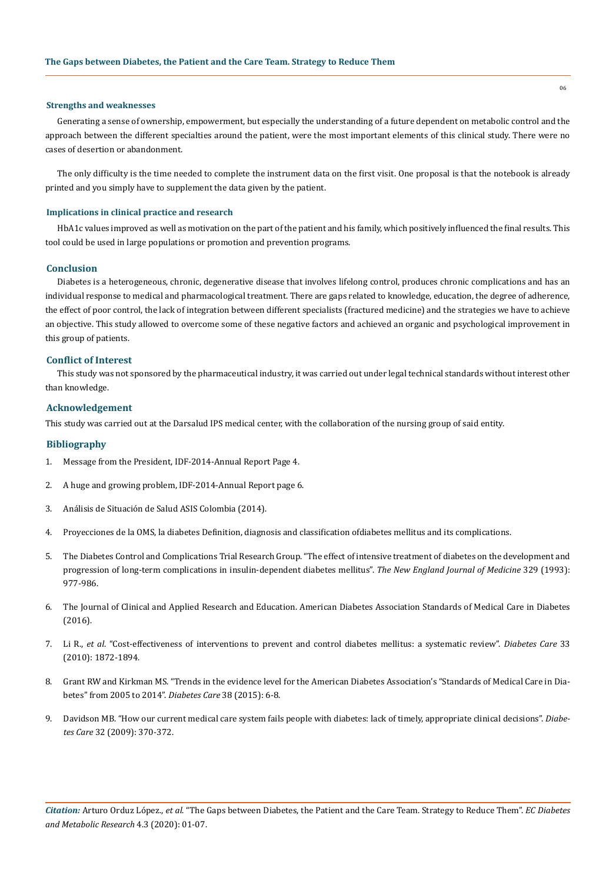### Strengths and weaknesses

Generating a sense of ownership, empowerment, but especially the understanding of a future dependent on metabolic control and the approach between the different specialties around the patient, were the most important elements of this clinical study. There were no cases of desertion or abandonment.

The only difficulty is the time needed to complete the instrument data on the first visit. One proposal is that the notebook is already printed and you simply have to supplement the data given by the patient.

### Implications in clinical practice and research

HbA1c values improved as well as motivation on the part of the patient and his family, which positively influenced the final results. This tool could be used in large populations or promotion and prevention programs.

## Conclusion

Diabetes is a heterogeneous, chronic, degenerative disease that involves lifelong control, produces chronic complications and has an individual response to medical and pharmacological treatment. There are gaps related to knowledge, education, the degree of adherence, the effect of poor control, the lack of integration between different specialists (fractured medicine) and the strategies we have to achieve an objective. This study allowed to overcome some of these negative factors and achieved an organic and psychological improvement in this group of patients.

## Conflict of Interest

This study was not sponsored by the pharmaceutical industry, it was carried out under legal technical standards without interest other than knowledge.

## Acknowledgement

This study was carried out at the Darsalud IPS medical center, with the collaboration of the nursing group of said entity.

## Bibliography

1. Message from the President, IDF-2014-Annual Report Page 4.
2. A huge and growing problem, IDF-2014-Annual Report page 6.
3. Análisis de Situación de Salud ASIS Colombia (2014).
4. Proyecciones de la OMS, la diabetes Definition, diagnosis and classification ofdiabetes mellitus and its complications.
5. The Diabetes Control and Complications Trial Research Group. "The effect of intensive treatment of diabetes on the development and progression of long-term complications in insulin-dependent diabetes mellitus". *The New England Journal of Medicine* 329 (1993): 977-986.
6. The Journal of Clinical and Applied Research and Education. American Diabetes Association Standards of Medical Care in Diabetes (2016).
7. Li R., *et al.* "Cost-effectiveness of interventions to prevent and control diabetes mellitus: a systematic review". *Diabetes Care* 33 (2010): 1872-1894.
8. Grant RW and Kirkman MS. "Trends in the evidence level for the American Diabetes Association's "Standards of Medical Care in Diabetes" from 2005 to 2014". *Diabetes Care* 38 (2015): 6-8.
9. Davidson MB. "How our current medical care system fails people with diabetes: lack of timely, appropriate clinical decisions". *Diabetes Care* 32 (2009): 370-372.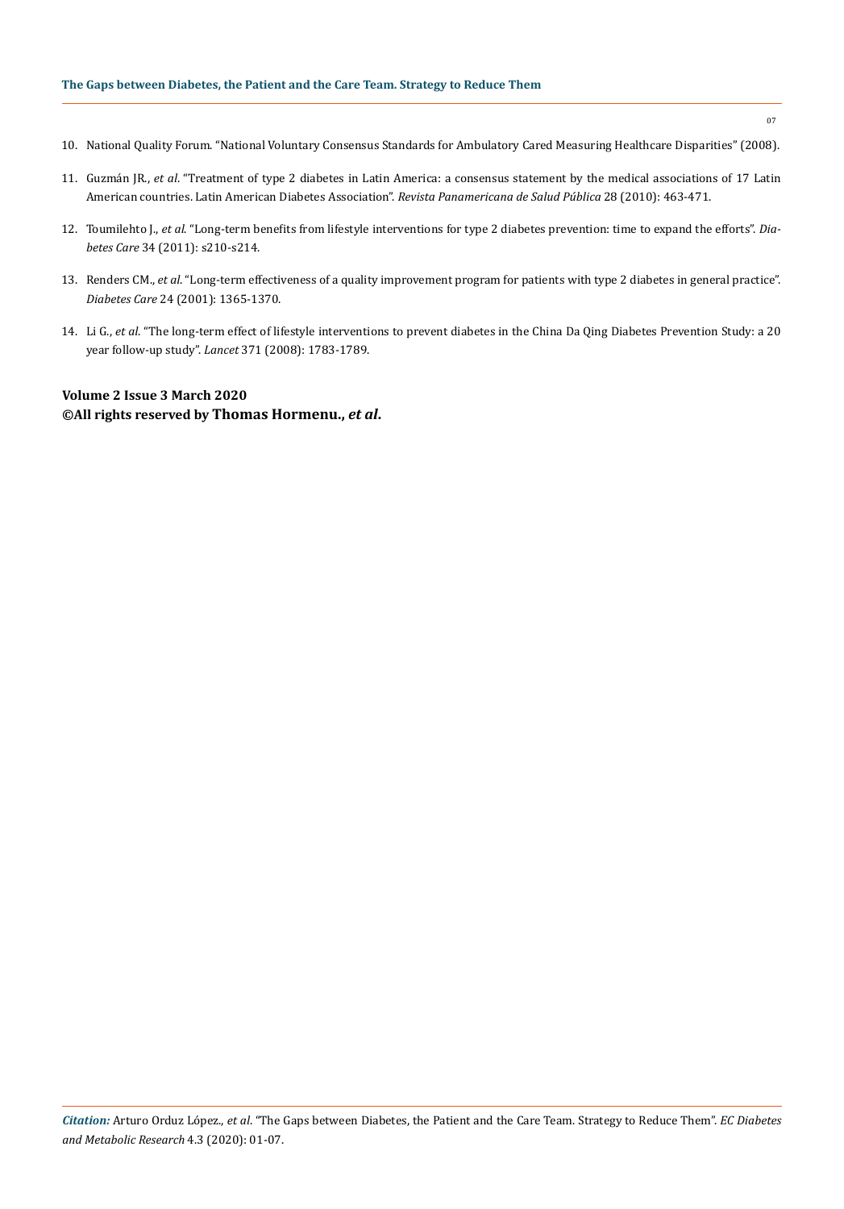10. National Quality Forum. "National Voluntary Consensus Standards for Ambulatory Cared Measuring Healthcare Disparities" (2008).
11. Guzmán JR., *et al*. "Treatment of type 2 diabetes in Latin America: a consensus statement by the medical associations of 17 Latin American countries. Latin American Diabetes Association". *Revista Panamericana de Salud Pública* 28 (2010): 463-471.
12. Toumilehto J., *et al*. "Long-term benefits from lifestyle interventions for type 2 diabetes prevention: time to expand the efforts". *Diabetes Care* 34 (2011): s210-s214.
13. Renders CM., *et al*. "Long-term effectiveness of a quality improvement program for patients with type 2 diabetes in general practice". *Diabetes Care* 24 (2001): 1365-1370.
14. Li G., *et al*. "The long-term effect of lifestyle interventions to prevent diabetes in the China Da Qing Diabetes Prevention Study: a 20 year follow-up study". *Lancet* 371 (2008): 1783-1789.

**Volume 2 Issue 3 March 2020**
**©All rights reserved by Thomas Hormenu., *et al*.**